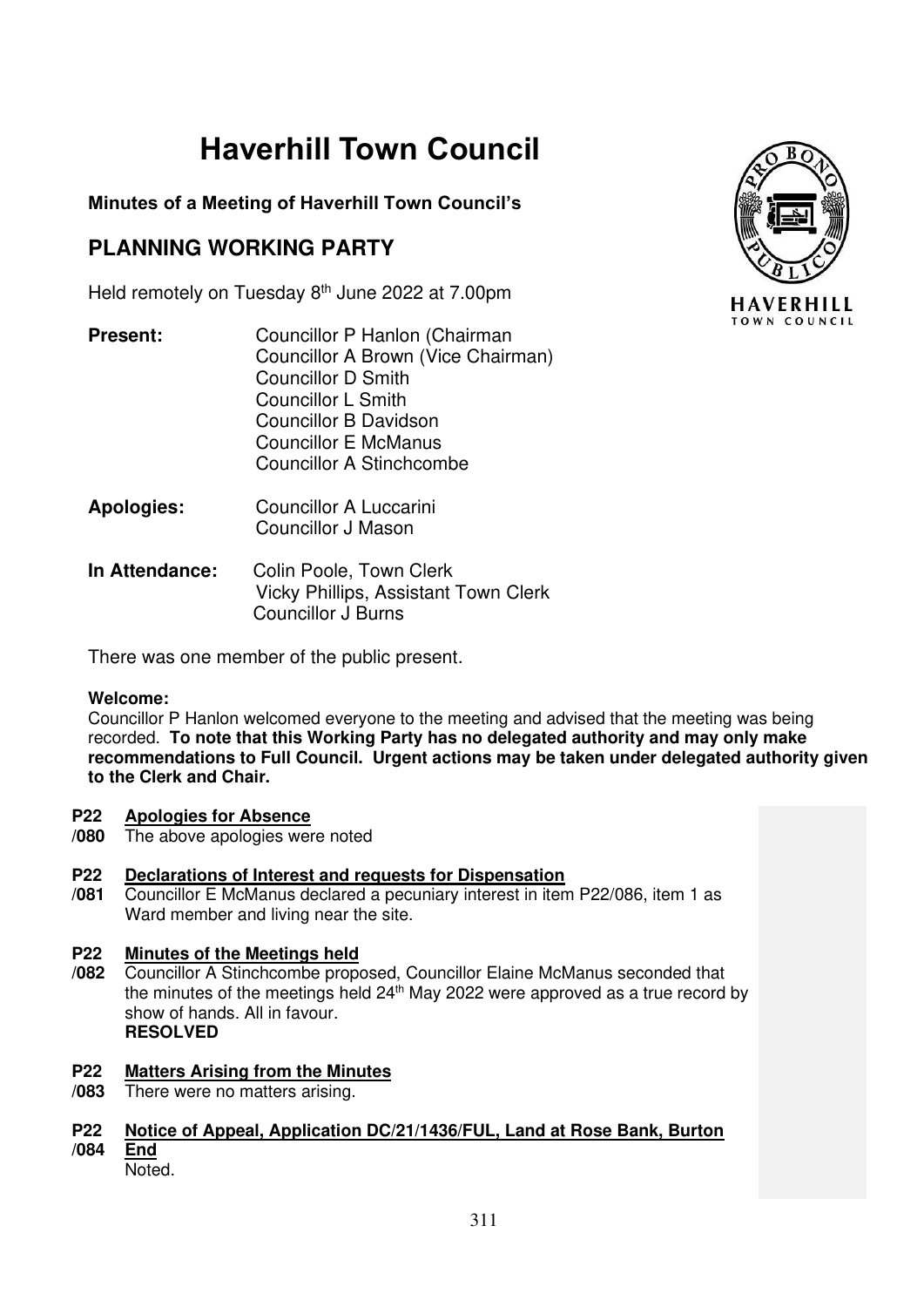# Haverhill Town Council

**Minutes of a Meeting of Haverhill Town Council's**

## PLANNING WORKING PARTY

Held remotely on Tuesday 8th June 2022 at 7.00pm

**Present:** Councillor P Hanlon (Chairman
Councillor A Brown (Vice Chairman)
Councillor D Smith
Councillor L Smith
Councillor B Davidson
Councillor E McManus
Councillor A Stinchcombe

**Apologies:** Councillor A Luccarini
Councillor J Mason

**In Attendance:** Colin Poole, Town Clerk
Vicky Phillips, Assistant Town Clerk
Councillor J Burns

There was one member of the public present.

**Welcome:**
Councillor P Hanlon welcomed everyone to the meeting and advised that the meeting was being recorded. **To note that this Working Party has no delegated authority and may only make recommendations to Full Council. Urgent actions may be taken under delegated authority given to the Clerk and Chair.**

**P22/080** **Apologies for Absence**
The above apologies were noted

**P22/081** **Declarations of Interest and requests for Dispensation**
Councillor E McManus declared a pecuniary interest in item P22/086, item 1 as Ward member and living near the site.

**P22/082** **Minutes of the Meetings held**
Councillor A Stinchcombe proposed, Councillor Elaine McManus seconded that the minutes of the meetings held 24th May 2022 were approved as a true record by show of hands. All in favour.
**RESOLVED**

**P22/083** **Matters Arising from the Minutes**
There were no matters arising.

**P22/084** **Notice of Appeal, Application DC/21/1436/FUL, Land at Rose Bank, Burton End**
Noted.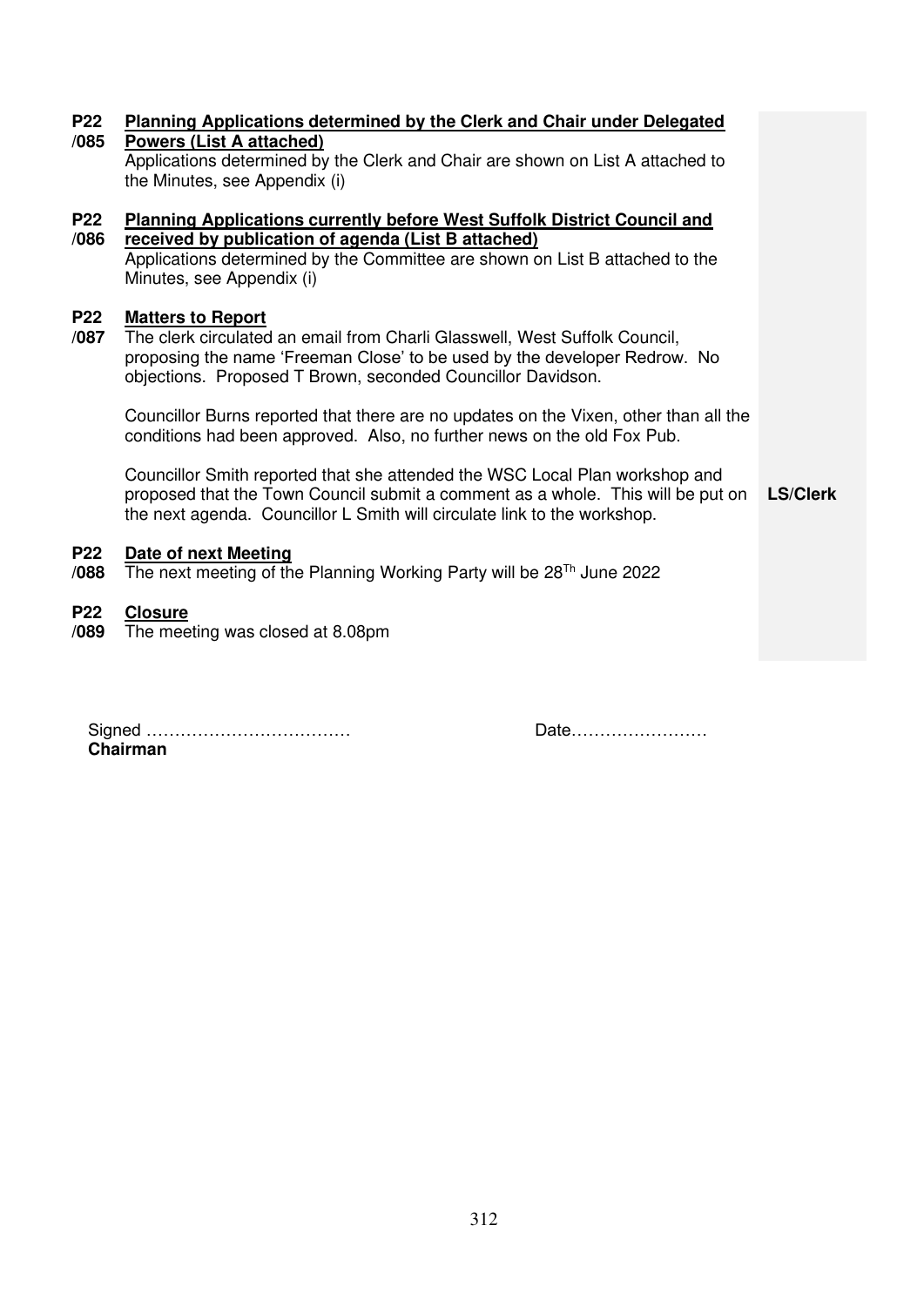**P22/085** **Planning Applications determined by the Clerk and Chair under Delegated Powers (List A attached)**

Applications determined by the Clerk and Chair are shown on List A attached to the Minutes, see Appendix (i)

**P22/086** **Planning Applications currently before West Suffolk District Council and received by publication of agenda (List B attached)**

Applications determined by the Committee are shown on List B attached to the Minutes, see Appendix (i)

**P22/087** **Matters to Report**

The clerk circulated an email from Charli Glasswell, West Suffolk Council, proposing the name 'Freeman Close' to be used by the developer Redrow. No objections. Proposed T Brown, seconded Councillor Davidson.

Councillor Burns reported that there are no updates on the Vixen, other than all the conditions had been approved. Also, no further news on the old Fox Pub.

Councillor Smith reported that she attended the WSC Local Plan workshop and proposed that the Town Council submit a comment as a whole. This will be put on the next agenda. Councillor L Smith will circulate link to the workshop. — **LS/Clerk**

**P22/088** **Date of next Meeting**

The next meeting of the Planning Working Party will be 28[Th] June 2022

**P22/089** **Closure**

The meeting was closed at 8.08pm

Signed ……………………………… Date……………………

**Chairman**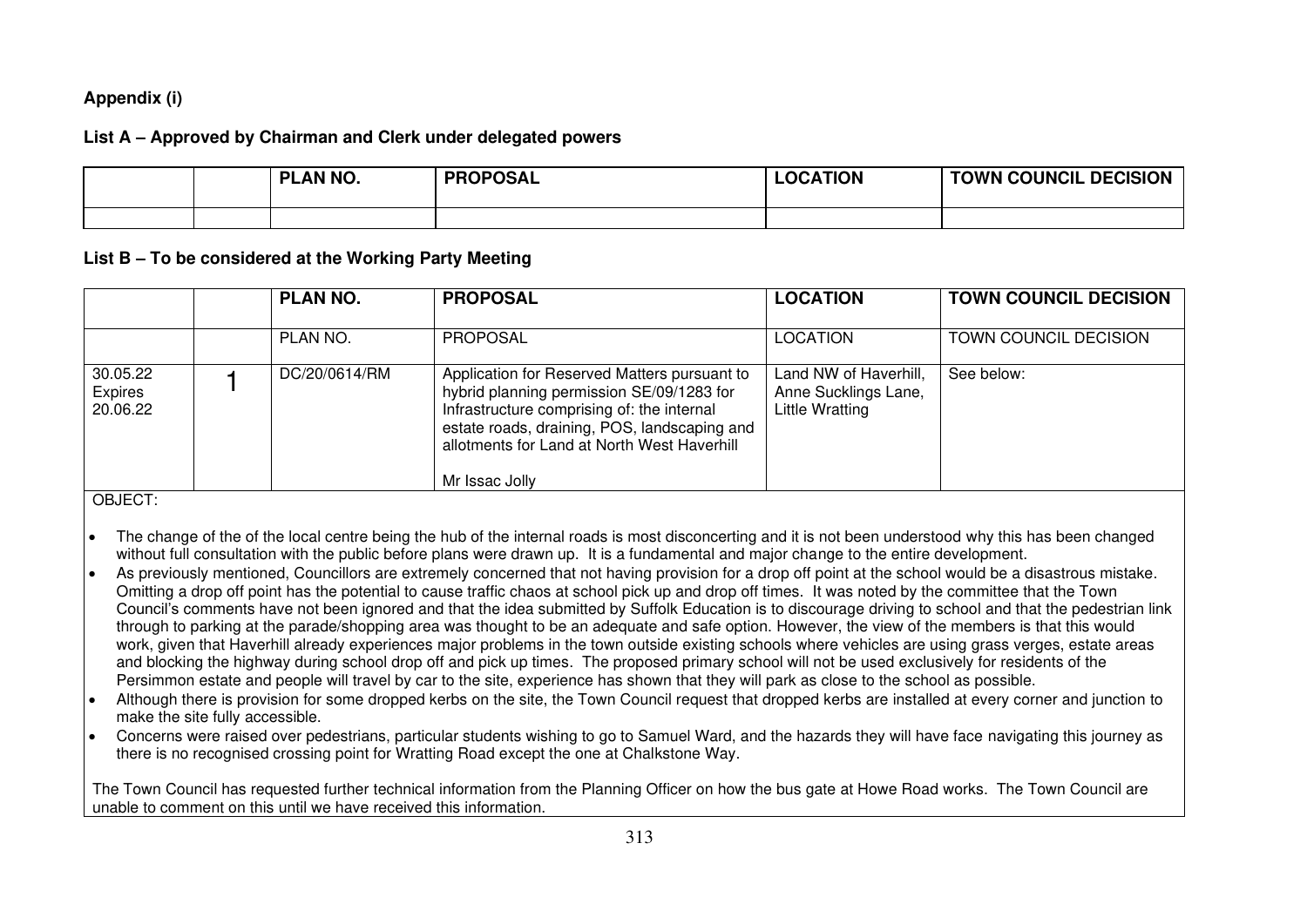**Appendix (i)**

**List A – Approved by Chairman and Clerk under delegated powers**

| | | PLAN NO. | PROPOSAL | LOCATION | TOWN COUNCIL DECISION |
|---|---|---|---|---|---|
| | | | | | |

**List B – To be considered at the Working Party Meeting**

| | | PLAN NO. | PROPOSAL | LOCATION | TOWN COUNCIL DECISION |
|---|---|---|---|---|---|
| | | PLAN NO. | PROPOSAL | LOCATION | TOWN COUNCIL DECISION |
| 30.05.22 Expires 20.06.22 | 1 | DC/20/0614/RM | Application for Reserved Matters pursuant to hybrid planning permission SE/09/1283 for Infrastructure comprising of: the internal estate roads, draining, POS, landscaping and allotments for Land at North West Haverhill<br><br>Mr Issac Jolly | Land NW of Haverhill, Anne Sucklings Lane, Little Wratting | See below: |

OBJECT:

- The change of the of the local centre being the hub of the internal roads is most disconcerting and it is not been understood why this has been changed without full consultation with the public before plans were drawn up. It is a fundamental and major change to the entire development.
- As previously mentioned, Councillors are extremely concerned that not having provision for a drop off point at the school would be a disastrous mistake. Omitting a drop off point has the potential to cause traffic chaos at school pick up and drop off times. It was noted by the committee that the Town Council's comments have not been ignored and that the idea submitted by Suffolk Education is to discourage driving to school and that the pedestrian link through to parking at the parade/shopping area was thought to be an adequate and safe option. However, the view of the members is that this would work, given that Haverhill already experiences major problems in the town outside existing schools where vehicles are using grass verges, estate areas and blocking the highway during school drop off and pick up times. The proposed primary school will not be used exclusively for residents of the Persimmon estate and people will travel by car to the site, experience has shown that they will park as close to the school as possible.
- Although there is provision for some dropped kerbs on the site, the Town Council request that dropped kerbs are installed at every corner and junction to make the site fully accessible.
- Concerns were raised over pedestrians, particular students wishing to go to Samuel Ward, and the hazards they will have face navigating this journey as there is no recognised crossing point for Wratting Road except the one at Chalkstone Way.

The Town Council has requested further technical information from the Planning Officer on how the bus gate at Howe Road works. The Town Council are unable to comment on this until we have received this information.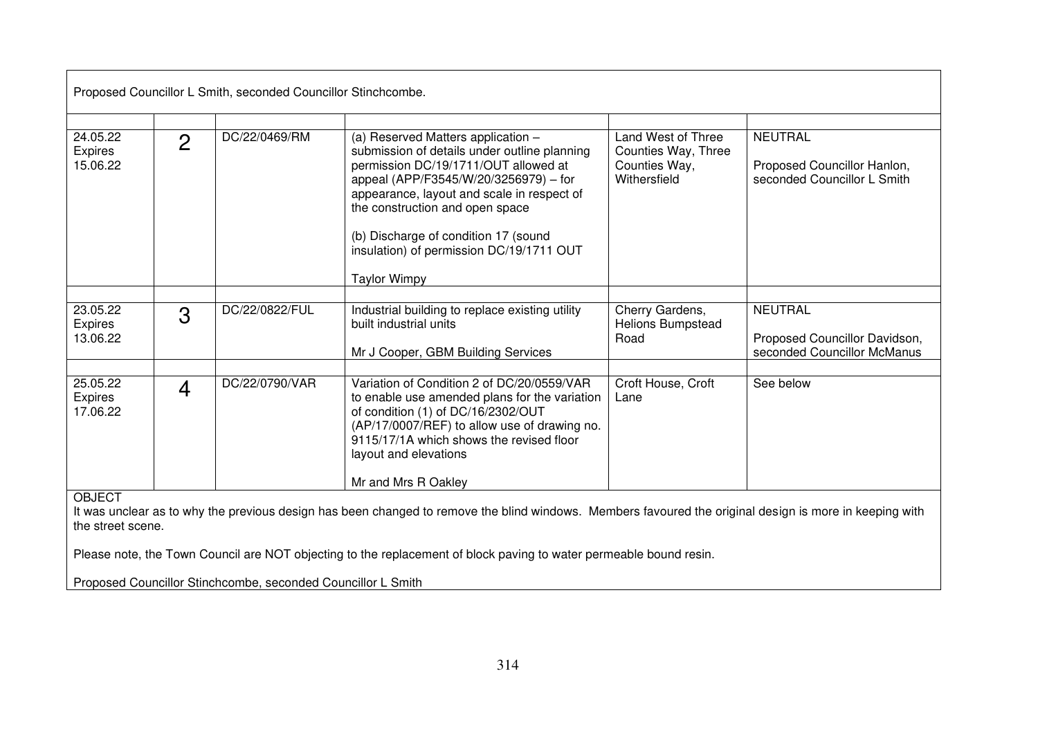Proposed Councillor L Smith, seconded Councillor Stinchcombe.

| | | | | | |
|---|---|---|---|---|---|
| 24.05.22 Expires 15.06.22 | 2 | DC/22/0469/RM | (a) Reserved Matters application – submission of details under outline planning permission DC/19/1711/OUT allowed at appeal (APP/F3545/W/20/3256979) – for appearance, layout and scale in respect of the construction and open space<br><br>(b) Discharge of condition 17 (sound insulation) of permission DC/19/1711 OUT<br><br>Taylor Wimpy | Land West of Three Counties Way, Three Counties Way, Withersfield | NEUTRAL<br><br>Proposed Councillor Hanlon, seconded Councillor L Smith |
| 23.05.22 Expires 13.06.22 | 3 | DC/22/0822/FUL | Industrial building to replace existing utility built industrial units<br><br>Mr J Cooper, GBM Building Services | Cherry Gardens, Helions Bumpstead Road | NEUTRAL<br><br>Proposed Councillor Davidson, seconded Councillor McManus |
| 25.05.22 Expires 17.06.22 | 4 | DC/22/0790/VAR | Variation of Condition 2 of DC/20/0559/VAR to enable use amended plans for the variation of condition (1) of DC/16/2302/OUT (AP/17/0007/REF) to allow use of drawing no. 9115/17/1A which shows the revised floor layout and elevations<br><br>Mr and Mrs R Oakley | Croft House, Croft Lane | See below |

OBJECT

It was unclear as to why the previous design has been changed to remove the blind windows. Members favoured the original design is more in keeping with the street scene.

Please note, the Town Council are NOT objecting to the replacement of block paving to water permeable bound resin.

Proposed Councillor Stinchcombe, seconded Councillor L Smith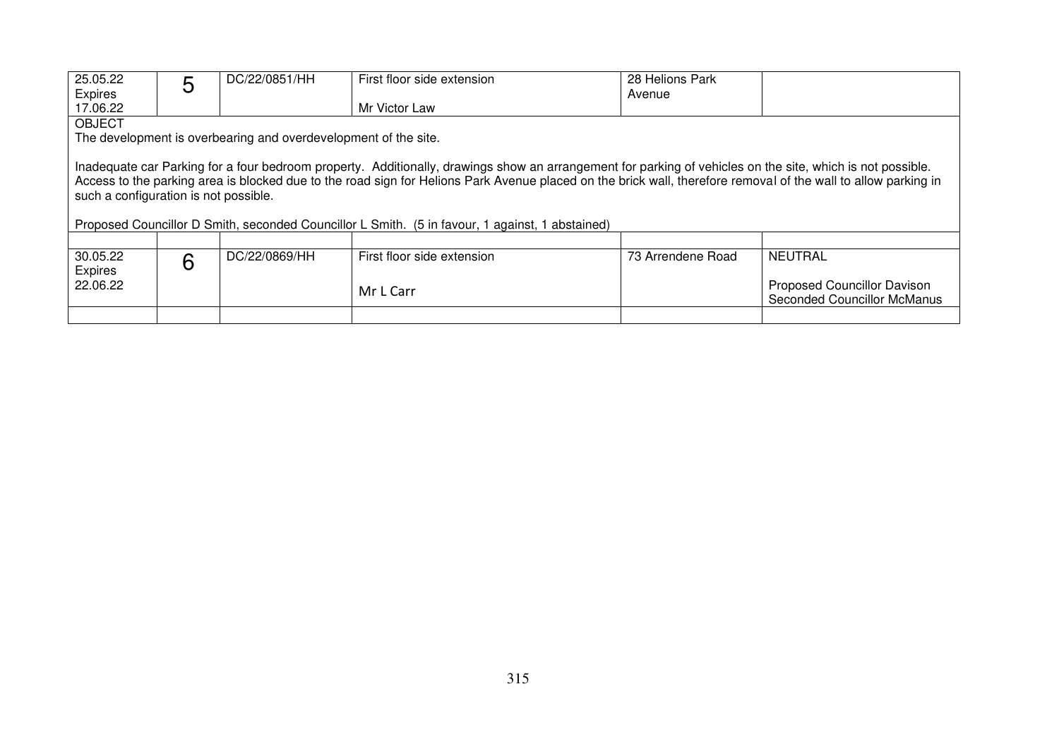| | | | | | |
|---|---|---|---|---|---|
| 25.05.22 Expires 17.06.22 | 5 | DC/22/0851/HH | First floor side extension<br><br>Mr Victor Law | 28 Helions Park Avenue | |
| OBJECT<br>The development is overbearing and overdevelopment of the site.<br><br>Inadequate car Parking for a four bedroom property. Additionally, drawings show an arrangement for parking of vehicles on the site, which is not possible. Access to the parking area is blocked due to the road sign for Helions Park Avenue placed on the brick wall, therefore removal of the wall to allow parking in such a configuration is not possible.<br><br>Proposed Councillor D Smith, seconded Councillor L Smith. (5 in favour, 1 against, 1 abstained) | | | | | |
| | | | | | |
| 30.05.22 Expires 22.06.22 | 6 | DC/22/0869/HH | First floor side extension<br><br>Mr L Carr | 73 Arrendene Road | NEUTRAL<br><br>Proposed Councillor Davison Seconded Councillor McManus |
| | | | | | |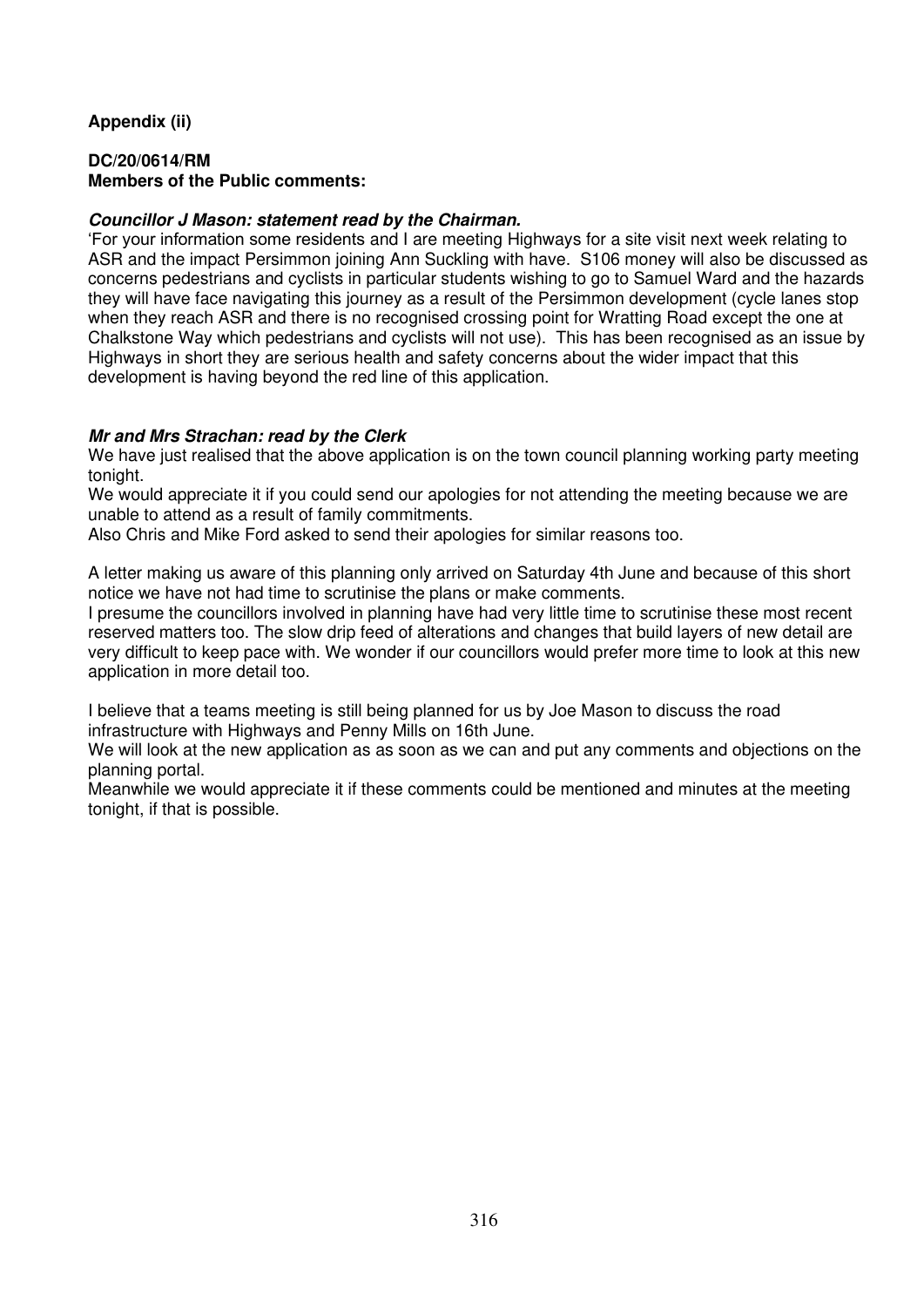**Appendix (ii)**

**DC/20/0614/RM**
**Members of the Public comments:**

***Councillor J Mason: statement read by the Chairman.***

'For your information some residents and I are meeting Highways for a site visit next week relating to ASR and the impact Persimmon joining Ann Suckling with have. S106 money will also be discussed as concerns pedestrians and cyclists in particular students wishing to go to Samuel Ward and the hazards they will have face navigating this journey as a result of the Persimmon development (cycle lanes stop when they reach ASR and there is no recognised crossing point for Wratting Road except the one at Chalkstone Way which pedestrians and cyclists will not use). This has been recognised as an issue by Highways in short they are serious health and safety concerns about the wider impact that this development is having beyond the red line of this application.

***Mr and Mrs Strachan: read by the Clerk***

We have just realised that the above application is on the town council planning working party meeting tonight.

We would appreciate it if you could send our apologies for not attending the meeting because we are unable to attend as a result of family commitments.

Also Chris and Mike Ford asked to send their apologies for similar reasons too.

A letter making us aware of this planning only arrived on Saturday 4th June and because of this short notice we have not had time to scrutinise the plans or make comments.

I presume the councillors involved in planning have had very little time to scrutinise these most recent reserved matters too. The slow drip feed of alterations and changes that build layers of new detail are very difficult to keep pace with. We wonder if our councillors would prefer more time to look at this new application in more detail too.

I believe that a teams meeting is still being planned for us by Joe Mason to discuss the road infrastructure with Highways and Penny Mills on 16th June.

We will look at the new application as as soon as we can and put any comments and objections on the planning portal.

Meanwhile we would appreciate it if these comments could be mentioned and minutes at the meeting tonight, if that is possible.